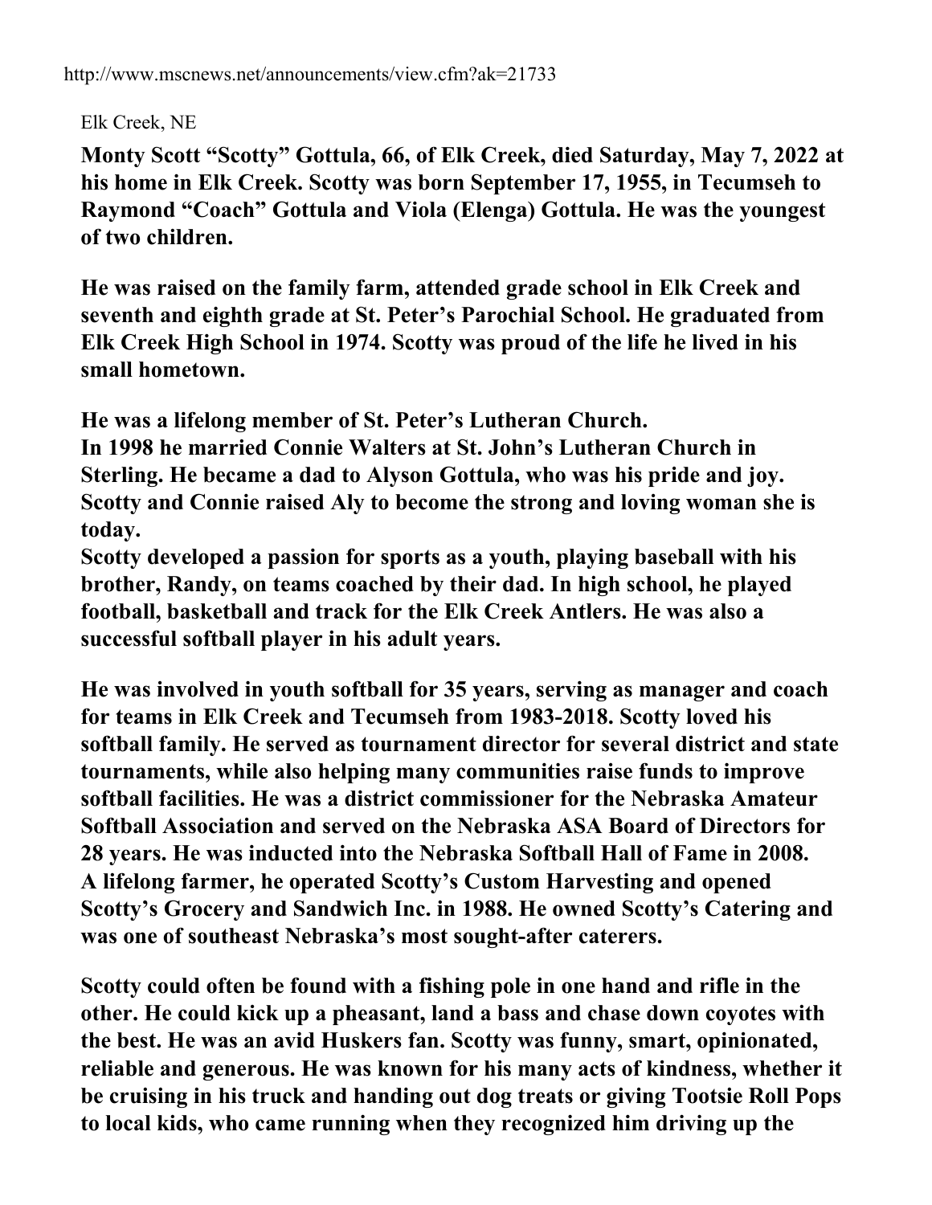http://www.mscnews.net/announcements/view.cfm?ak=21733

Elk Creek, NE

**Monty Scott "Scotty" Gottula, 66, of Elk Creek, died Saturday, May 7, 2022 at his home in Elk Creek. Scotty was born September 17, 1955, in Tecumseh to Raymond "Coach" Gottula and Viola (Elenga) Gottula. He was the youngest of two children.**

**He was raised on the family farm, attended grade school in Elk Creek and seventh and eighth grade at St. Peter's Parochial School. He graduated from Elk Creek High School in 1974. Scotty was proud of the life he lived in his small hometown.**

**He was a lifelong member of St. Peter's Lutheran Church.**
**In 1998 he married Connie Walters at St. John's Lutheran Church in Sterling. He became a dad to Alyson Gottula, who was his pride and joy. Scotty and Connie raised Aly to become the strong and loving woman she is today.**
**Scotty developed a passion for sports as a youth, playing baseball with his brother, Randy, on teams coached by their dad. In high school, he played football, basketball and track for the Elk Creek Antlers. He was also a successful softball player in his adult years.**

**He was involved in youth softball for 35 years, serving as manager and coach for teams in Elk Creek and Tecumseh from 1983-2018. Scotty loved his softball family. He served as tournament director for several district and state tournaments, while also helping many communities raise funds to improve softball facilities. He was a district commissioner for the Nebraska Amateur Softball Association and served on the Nebraska ASA Board of Directors for 28 years. He was inducted into the Nebraska Softball Hall of Fame in 2008.**
**A lifelong farmer, he operated Scotty's Custom Harvesting and opened Scotty's Grocery and Sandwich Inc. in 1988. He owned Scotty's Catering and was one of southeast Nebraska's most sought-after caterers.**

**Scotty could often be found with a fishing pole in one hand and rifle in the other. He could kick up a pheasant, land a bass and chase down coyotes with the best. He was an avid Huskers fan. Scotty was funny, smart, opinionated, reliable and generous. He was known for his many acts of kindness, whether it be cruising in his truck and handing out dog treats or giving Tootsie Roll Pops to local kids, who came running when they recognized him driving up the**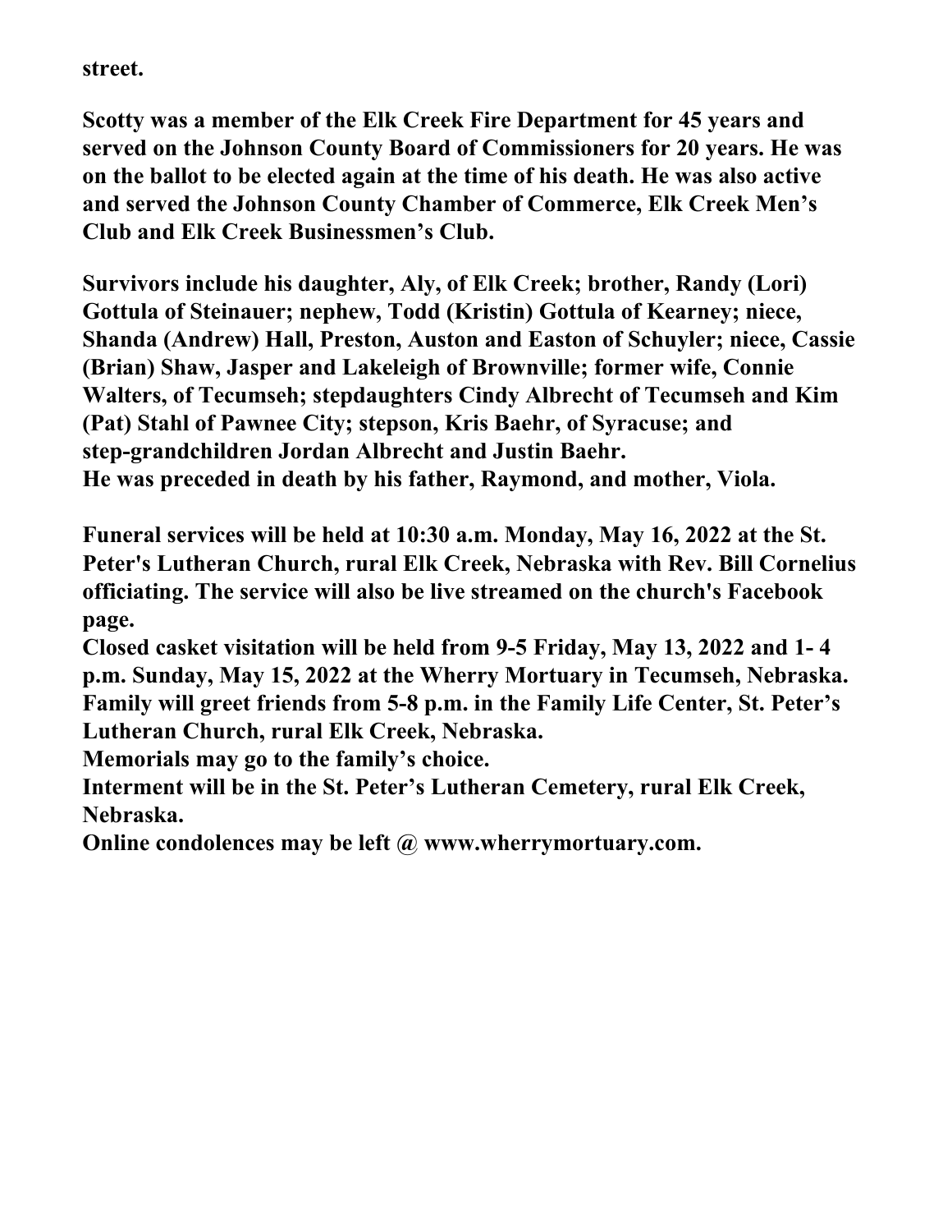**street.**

**Scotty was a member of the Elk Creek Fire Department for 45 years and served on the Johnson County Board of Commissioners for 20 years. He was on the ballot to be elected again at the time of his death. He was also active and served the Johnson County Chamber of Commerce, Elk Creek Men's Club and Elk Creek Businessmen's Club.**

**Survivors include his daughter, Aly, of Elk Creek; brother, Randy (Lori) Gottula of Steinauer; nephew, Todd (Kristin) Gottula of Kearney; niece, Shanda (Andrew) Hall, Preston, Auston and Easton of Schuyler; niece, Cassie (Brian) Shaw, Jasper and Lakeleigh of Brownville; former wife, Connie Walters, of Tecumseh; stepdaughters Cindy Albrecht of Tecumseh and Kim (Pat) Stahl of Pawnee City; stepson, Kris Baehr, of Syracuse; and step-grandchildren Jordan Albrecht and Justin Baehr.**
**He was preceded in death by his father, Raymond, and mother, Viola.**

**Funeral services will be held at 10:30 a.m. Monday, May 16, 2022 at the St. Peter's Lutheran Church, rural Elk Creek, Nebraska with Rev. Bill Cornelius officiating. The service will also be live streamed on the church's Facebook page.**
**Closed casket visitation will be held from 9-5 Friday, May 13, 2022 and 1- 4 p.m. Sunday, May 15, 2022 at the Wherry Mortuary in Tecumseh, Nebraska. Family will greet friends from 5-8 p.m. in the Family Life Center, St. Peter's Lutheran Church, rural Elk Creek, Nebraska.**
**Memorials may go to the family's choice.**
**Interment will be in the St. Peter's Lutheran Cemetery, rural Elk Creek, Nebraska.**
**Online condolences may be left @ www.wherrymortuary.com.**